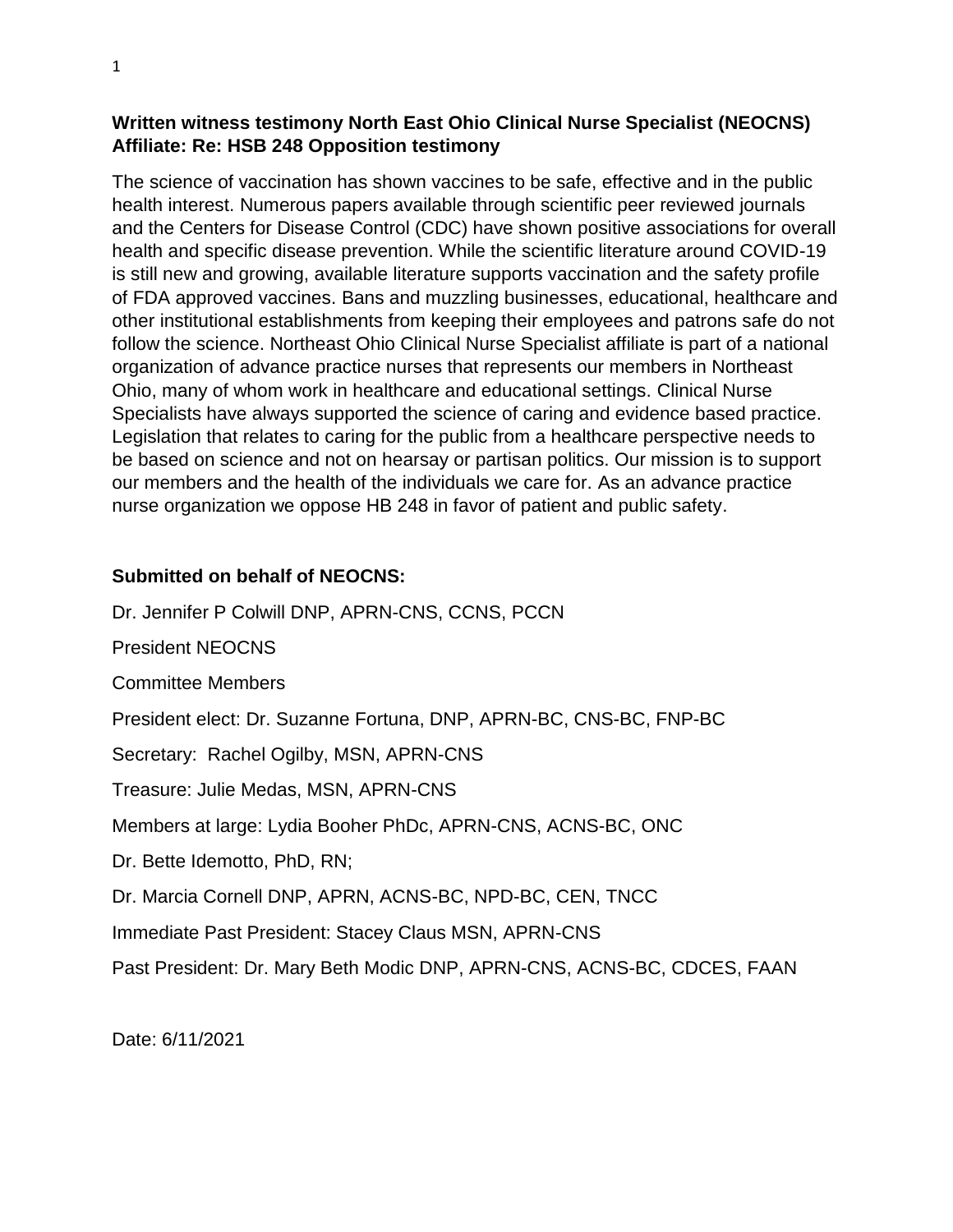**Written witness testimony North East Ohio Clinical Nurse Specialist (NEOCNS) Affiliate: Re: HSB 248 Opposition testimony**

The science of vaccination has shown vaccines to be safe, effective and in the public health interest. Numerous papers available through scientific peer reviewed journals and the Centers for Disease Control (CDC) have shown positive associations for overall health and specific disease prevention. While the scientific literature around COVID-19 is still new and growing, available literature supports vaccination and the safety profile of FDA approved vaccines. Bans and muzzling businesses, educational, healthcare and other institutional establishments from keeping their employees and patrons safe do not follow the science. Northeast Ohio Clinical Nurse Specialist affiliate is part of a national organization of advance practice nurses that represents our members in Northeast Ohio, many of whom work in healthcare and educational settings. Clinical Nurse Specialists have always supported the science of caring and evidence based practice. Legislation that relates to caring for the public from a healthcare perspective needs to be based on science and not on hearsay or partisan politics. Our mission is to support our members and the health of the individuals we care for. As an advance practice nurse organization we oppose HB 248 in favor of patient and public safety.

**Submitted on behalf of NEOCNS:**

Dr. Jennifer P Colwill DNP, APRN-CNS, CCNS, PCCN

President NEOCNS

Committee Members

President elect: Dr. Suzanne Fortuna, DNP, APRN-BC, CNS-BC, FNP-BC

Secretary: Rachel Ogilby, MSN, APRN-CNS

Treasure: Julie Medas, MSN, APRN-CNS

Members at large: Lydia Booher PhDc, APRN-CNS, ACNS-BC, ONC

Dr. Bette Idemotto, PhD, RN;

Dr. Marcia Cornell DNP, APRN, ACNS-BC, NPD-BC, CEN, TNCC

Immediate Past President: Stacey Claus MSN, APRN-CNS

Past President: Dr. Mary Beth Modic DNP, APRN-CNS, ACNS-BC, CDCES, FAAN

Date: 6/11/2021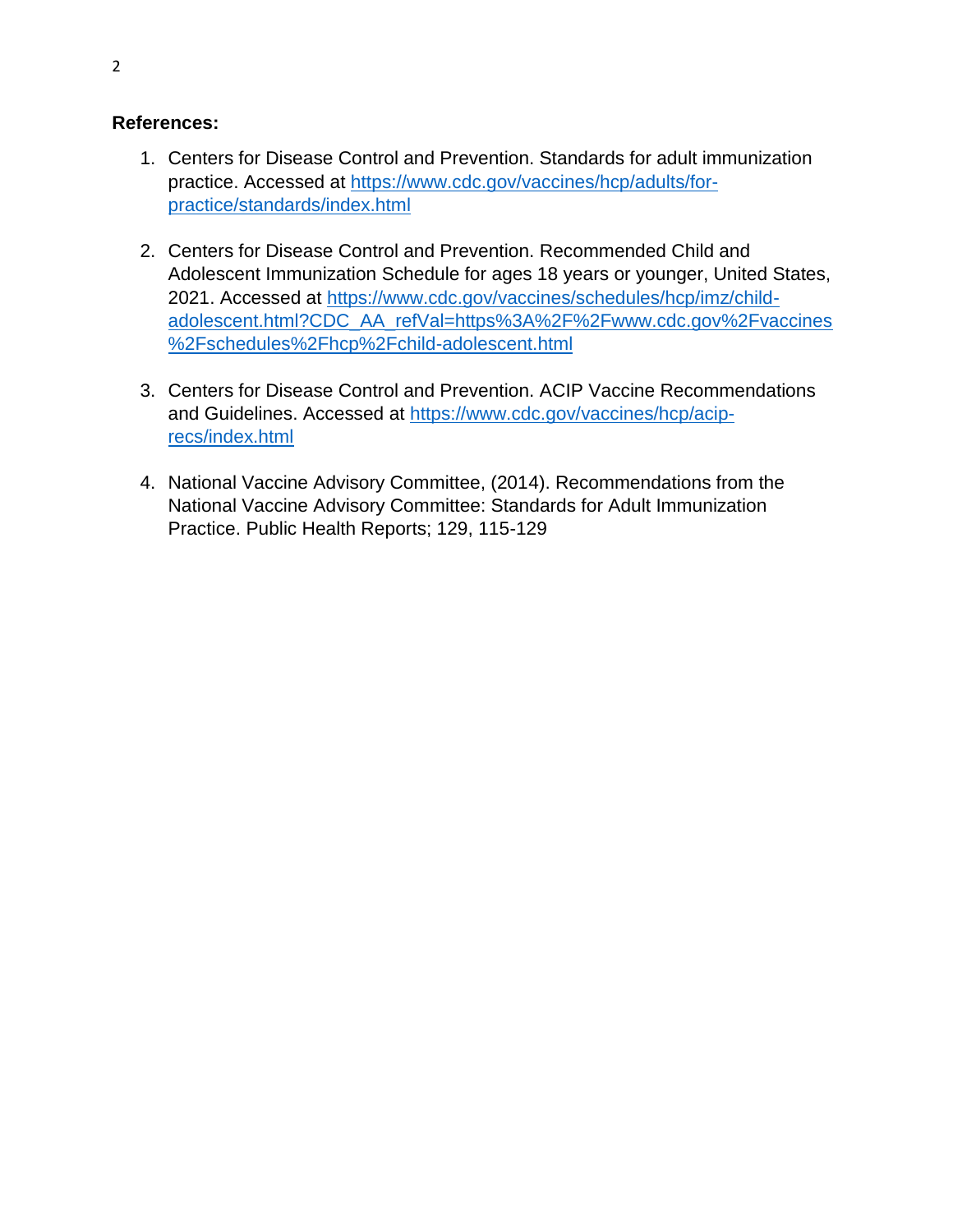**References:**

1. Centers for Disease Control and Prevention. Standards for adult immunization practice. Accessed at https://www.cdc.gov/vaccines/hcp/adults/for-practice/standards/index.html

2. Centers for Disease Control and Prevention. Recommended Child and Adolescent Immunization Schedule for ages 18 years or younger, United States, 2021. Accessed at https://www.cdc.gov/vaccines/schedules/hcp/imz/child-adolescent.html?CDC_AA_refVal=https%3A%2F%2Fwww.cdc.gov%2Fvaccines%2Fschedules%2Fhcp%2Fchild-adolescent.html

3. Centers for Disease Control and Prevention. ACIP Vaccine Recommendations and Guidelines. Accessed at https://www.cdc.gov/vaccines/hcp/acip-recs/index.html

4. National Vaccine Advisory Committee, (2014). Recommendations from the National Vaccine Advisory Committee: Standards for Adult Immunization Practice. Public Health Reports; 129, 115-129